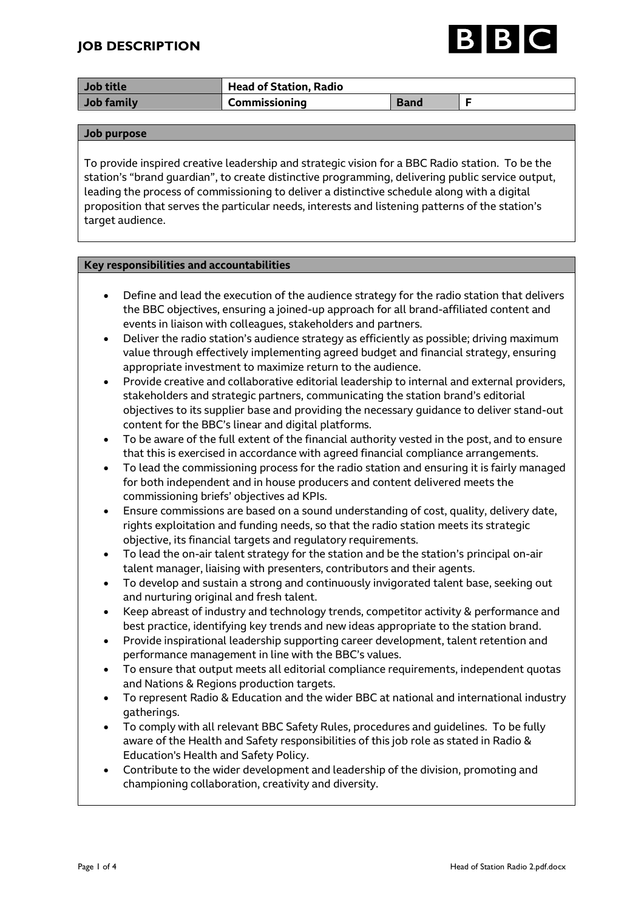# JOB DESCRIPTION

| | | | |
|---|---|---|---|
| **Job title** | **Head of Station, Radio** | | |
| **Job family** | **Commissioning** | **Band** | **F** |

## Job purpose

To provide inspired creative leadership and strategic vision for a BBC Radio station. To be the station's "brand guardian", to create distinctive programming, delivering public service output, leading the process of commissioning to deliver a distinctive schedule along with a digital proposition that serves the particular needs, interests and listening patterns of the station's target audience.

## Key responsibilities and accountabilities

- Define and lead the execution of the audience strategy for the radio station that delivers the BBC objectives, ensuring a joined-up approach for all brand-affiliated content and events in liaison with colleagues, stakeholders and partners.
- Deliver the radio station's audience strategy as efficiently as possible; driving maximum value through effectively implementing agreed budget and financial strategy, ensuring appropriate investment to maximize return to the audience.
- Provide creative and collaborative editorial leadership to internal and external providers, stakeholders and strategic partners, communicating the station brand's editorial objectives to its supplier base and providing the necessary guidance to deliver stand-out content for the BBC's linear and digital platforms.
- To be aware of the full extent of the financial authority vested in the post, and to ensure that this is exercised in accordance with agreed financial compliance arrangements.
- To lead the commissioning process for the radio station and ensuring it is fairly managed for both independent and in house producers and content delivered meets the commissioning briefs' objectives ad KPIs.
- Ensure commissions are based on a sound understanding of cost, quality, delivery date, rights exploitation and funding needs, so that the radio station meets its strategic objective, its financial targets and regulatory requirements.
- To lead the on-air talent strategy for the station and be the station's principal on-air talent manager, liaising with presenters, contributors and their agents.
- To develop and sustain a strong and continuously invigorated talent base, seeking out and nurturing original and fresh talent.
- Keep abreast of industry and technology trends, competitor activity & performance and best practice, identifying key trends and new ideas appropriate to the station brand.
- Provide inspirational leadership supporting career development, talent retention and performance management in line with the BBC's values.
- To ensure that output meets all editorial compliance requirements, independent quotas and Nations & Regions production targets.
- To represent Radio & Education and the wider BBC at national and international industry gatherings.
- To comply with all relevant BBC Safety Rules, procedures and guidelines. To be fully aware of the Health and Safety responsibilities of this job role as stated in Radio & Education's Health and Safety Policy.
- Contribute to the wider development and leadership of the division, promoting and championing collaboration, creativity and diversity.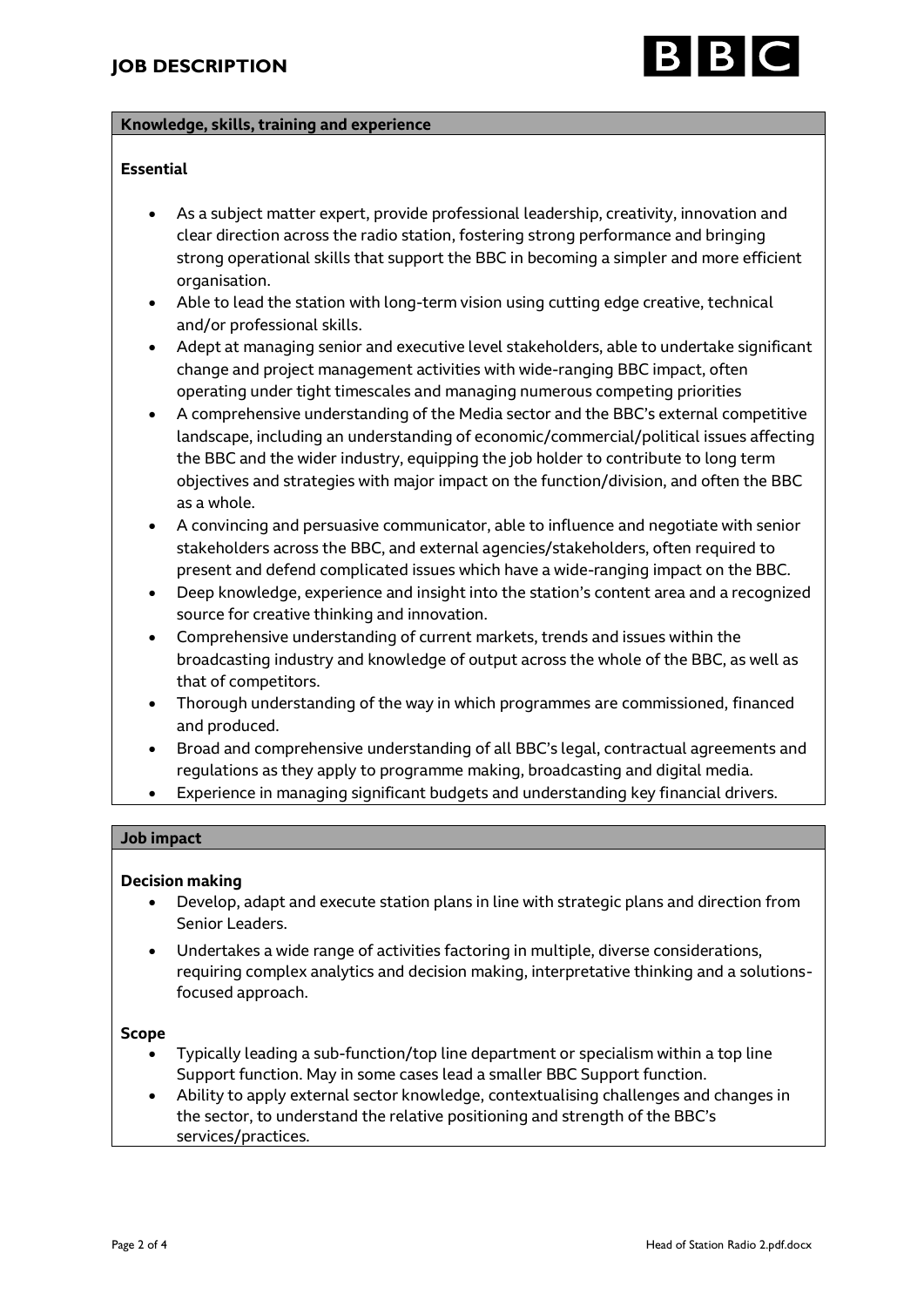## Knowledge, skills, training and experience

**Essential**

- As a subject matter expert, provide professional leadership, creativity, innovation and clear direction across the radio station, fostering strong performance and bringing strong operational skills that support the BBC in becoming a simpler and more efficient organisation.
- Able to lead the station with long-term vision using cutting edge creative, technical and/or professional skills.
- Adept at managing senior and executive level stakeholders, able to undertake significant change and project management activities with wide-ranging BBC impact, often operating under tight timescales and managing numerous competing priorities
- A comprehensive understanding of the Media sector and the BBC's external competitive landscape, including an understanding of economic/commercial/political issues affecting the BBC and the wider industry, equipping the job holder to contribute to long term objectives and strategies with major impact on the function/division, and often the BBC as a whole.
- A convincing and persuasive communicator, able to influence and negotiate with senior stakeholders across the BBC, and external agencies/stakeholders, often required to present and defend complicated issues which have a wide-ranging impact on the BBC.
- Deep knowledge, experience and insight into the station's content area and a recognized source for creative thinking and innovation.
- Comprehensive understanding of current markets, trends and issues within the broadcasting industry and knowledge of output across the whole of the BBC, as well as that of competitors.
- Thorough understanding of the way in which programmes are commissioned, financed and produced.
- Broad and comprehensive understanding of all BBC's legal, contractual agreements and regulations as they apply to programme making, broadcasting and digital media.
- Experience in managing significant budgets and understanding key financial drivers.

## Job impact

**Decision making**

- Develop, adapt and execute station plans in line with strategic plans and direction from Senior Leaders.
- Undertakes a wide range of activities factoring in multiple, diverse considerations, requiring complex analytics and decision making, interpretative thinking and a solutions-focused approach.

**Scope**

- Typically leading a sub-function/top line department or specialism within a top line Support function. May in some cases lead a smaller BBC Support function.
- Ability to apply external sector knowledge, contextualising challenges and changes in the sector, to understand the relative positioning and strength of the BBC's services/practices.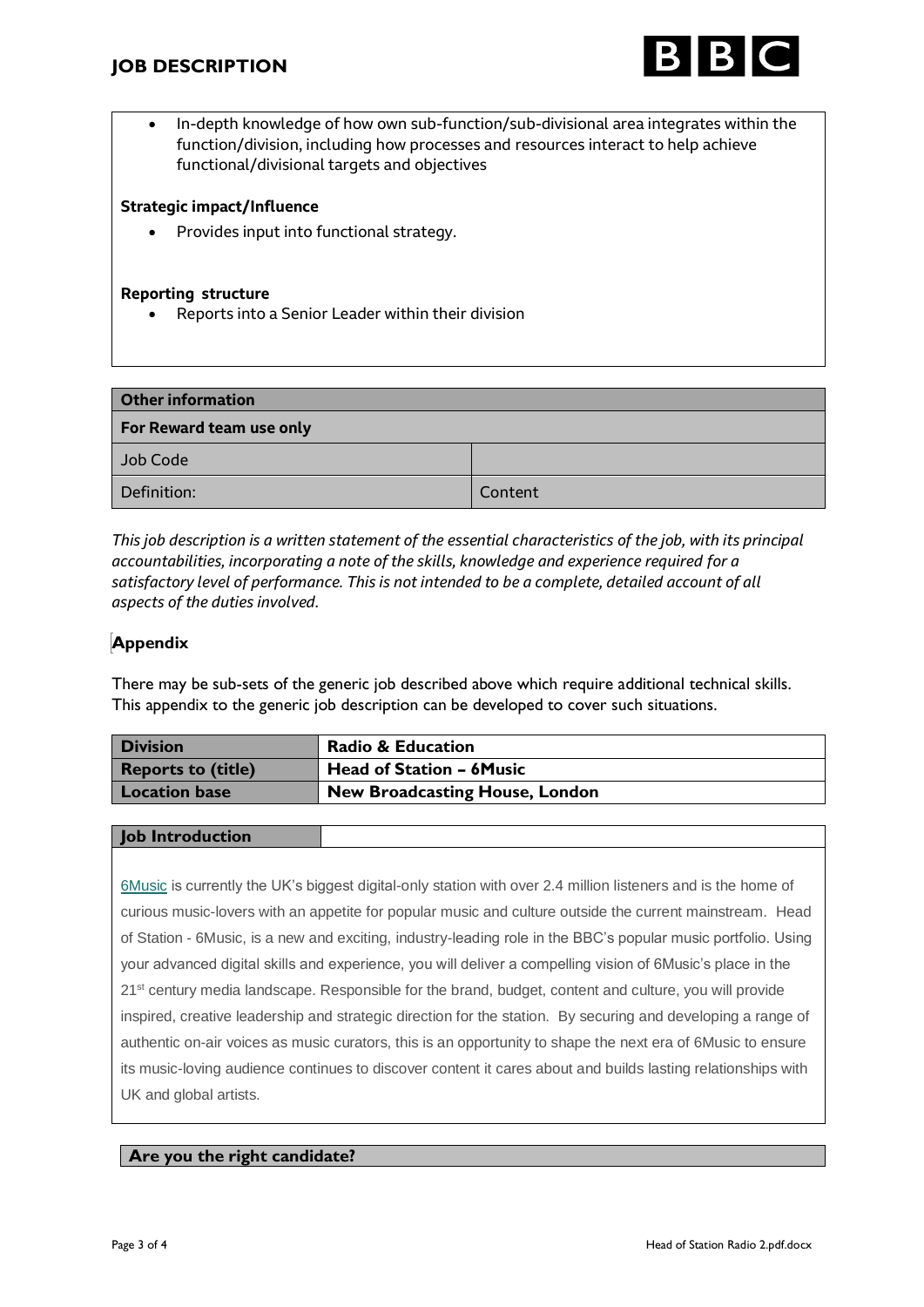- In-depth knowledge of how own sub-function/sub-divisional area integrates within the function/division, including how processes and resources interact to help achieve functional/divisional targets and objectives

**Strategic impact/Influence**

- Provides input into functional strategy.

**Reporting structure**

- Reports into a Senior Leader within their division

| **Other information** | |
|---|---|
| **For Reward team use only** | |
| Job Code | |
| Definition: | Content |

*This job description is a written statement of the essential characteristics of the job, with its principal accountabilities, incorporating a note of the skills, knowledge and experience required for a satisfactory level of performance. This is not intended to be a complete, detailed account of all aspects of the duties involved.*

## Appendix

There may be sub-sets of the generic job described above which require additional technical skills. This appendix to the generic job description can be developed to cover such situations.

| | |
|---|---|
| **Division** | **Radio & Education** |
| **Reports to (title)** | **Head of Station – 6Music** |
| **Location base** | **New Broadcasting House, London** |

### Job Introduction

6Music is currently the UK's biggest digital-only station with over 2.4 million listeners and is the home of curious music-lovers with an appetite for popular music and culture outside the current mainstream. Head of Station - 6Music, is a new and exciting, industry-leading role in the BBC's popular music portfolio. Using your advanced digital skills and experience, you will deliver a compelling vision of 6Music's place in the 21st century media landscape. Responsible for the brand, budget, content and culture, you will provide inspired, creative leadership and strategic direction for the station. By securing and developing a range of authentic on-air voices as music curators, this is an opportunity to shape the next era of 6Music to ensure its music-loving audience continues to discover content it cares about and builds lasting relationships with UK and global artists.

### Are you the right candidate?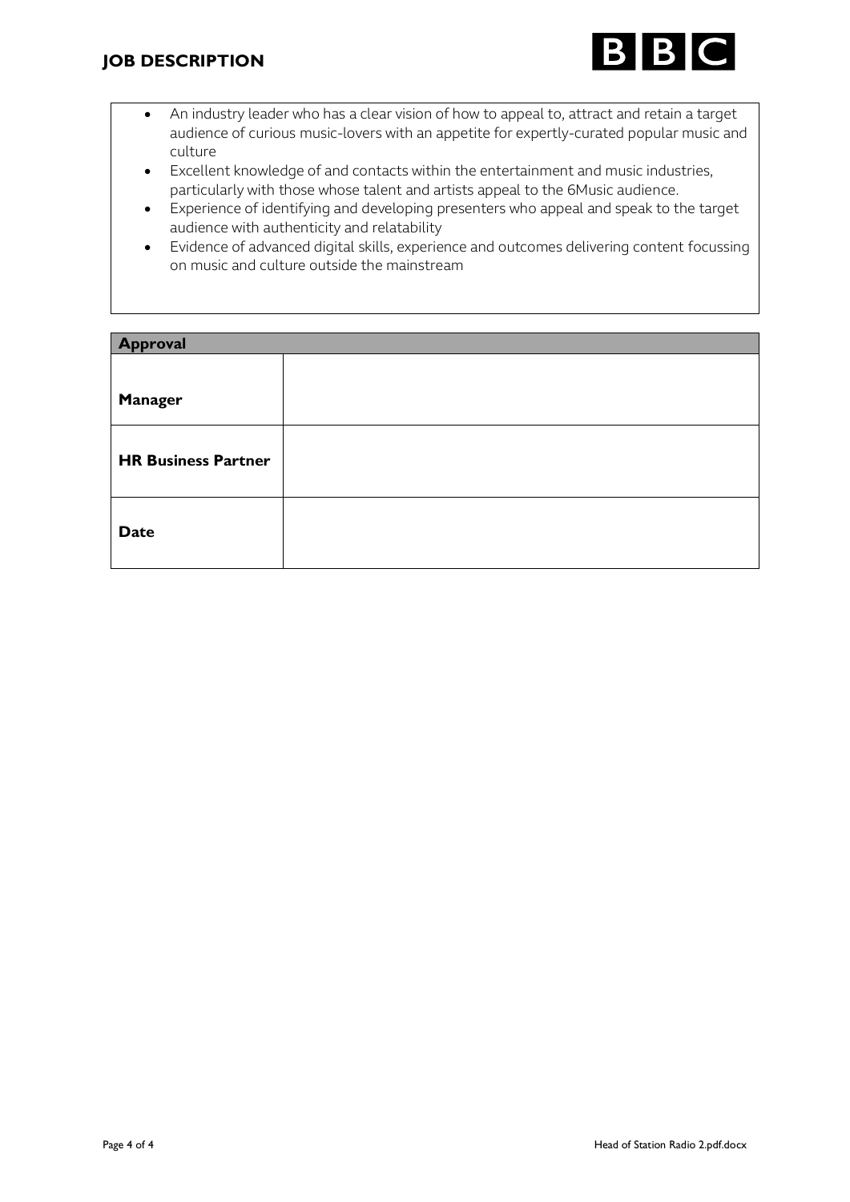- An industry leader who has a clear vision of how to appeal to, attract and retain a target audience of curious music-lovers with an appetite for expertly-curated popular music and culture
- Excellent knowledge of and contacts within the entertainment and music industries, particularly with those whose talent and artists appeal to the 6Music audience.
- Experience of identifying and developing presenters who appeal and speak to the target audience with authenticity and relatability
- Evidence of advanced digital skills, experience and outcomes delivering content focussing on music and culture outside the mainstream

| **Approval** | |
|---|---|
| **Manager** | |
| **HR Business Partner** | |
| **Date** | |